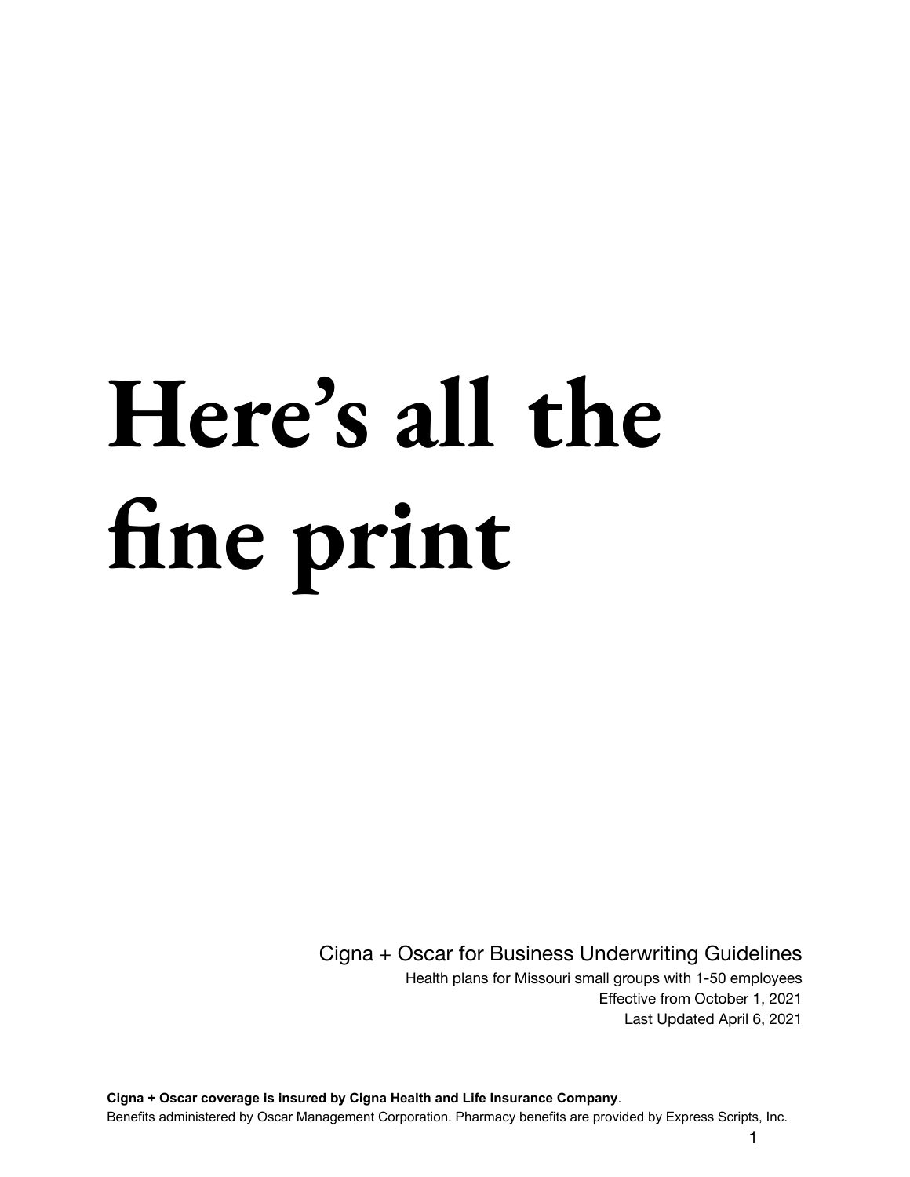# Here's all the fine print

Cigna + Oscar for Business Underwriting Guidelines

Health plans for Missouri small groups with 1-50 employees

Effective from October 1, 2021

Last Updated April 6, 2021

**Cigna + Oscar coverage is insured by Cigna Health and Life Insurance Company**.

Benefits administered by Oscar Management Corporation. Pharmacy benefits are provided by Express Scripts, Inc.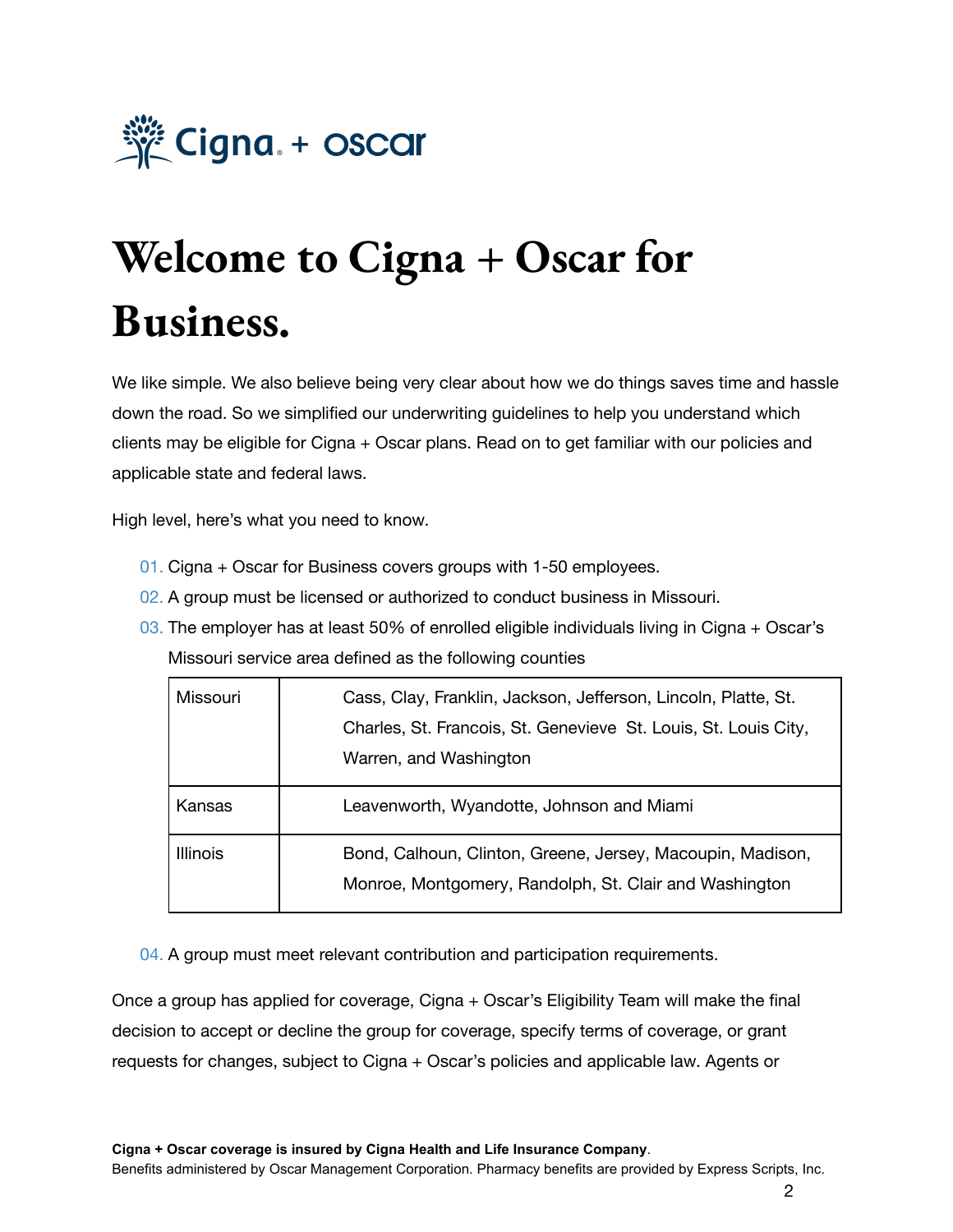# Welcome to Cigna + Oscar for Business.

We like simple. We also believe being very clear about how we do things saves time and hassle down the road. So we simplified our underwriting guidelines to help you understand which clients may be eligible for Cigna + Oscar plans. Read on to get familiar with our policies and applicable state and federal laws.

High level, here's what you need to know.

01. Cigna + Oscar for Business covers groups with 1-50 employees.
02. A group must be licensed or authorized to conduct business in Missouri.
03. The employer has at least 50% of enrolled eligible individuals living in Cigna + Oscar's Missouri service area defined as the following counties

| | |
|---|---|
| Missouri | Cass, Clay, Franklin, Jackson, Jefferson, Lincoln, Platte, St. Charles, St. Francois, St. Genevieve St. Louis, St. Louis City, Warren, and Washington |
| Kansas | Leavenworth, Wyandotte, Johnson and Miami |
| Illinois | Bond, Calhoun, Clinton, Greene, Jersey, Macoupin, Madison, Monroe, Montgomery, Randolph, St. Clair and Washington |

04. A group must meet relevant contribution and participation requirements.

Once a group has applied for coverage, Cigna + Oscar's Eligibility Team will make the final decision to accept or decline the group for coverage, specify terms of coverage, or grant requests for changes, subject to Cigna + Oscar's policies and applicable law. Agents or

**Cigna + Oscar coverage is insured by Cigna Health and Life Insurance Company**.
Benefits administered by Oscar Management Corporation. Pharmacy benefits are provided by Express Scripts, Inc.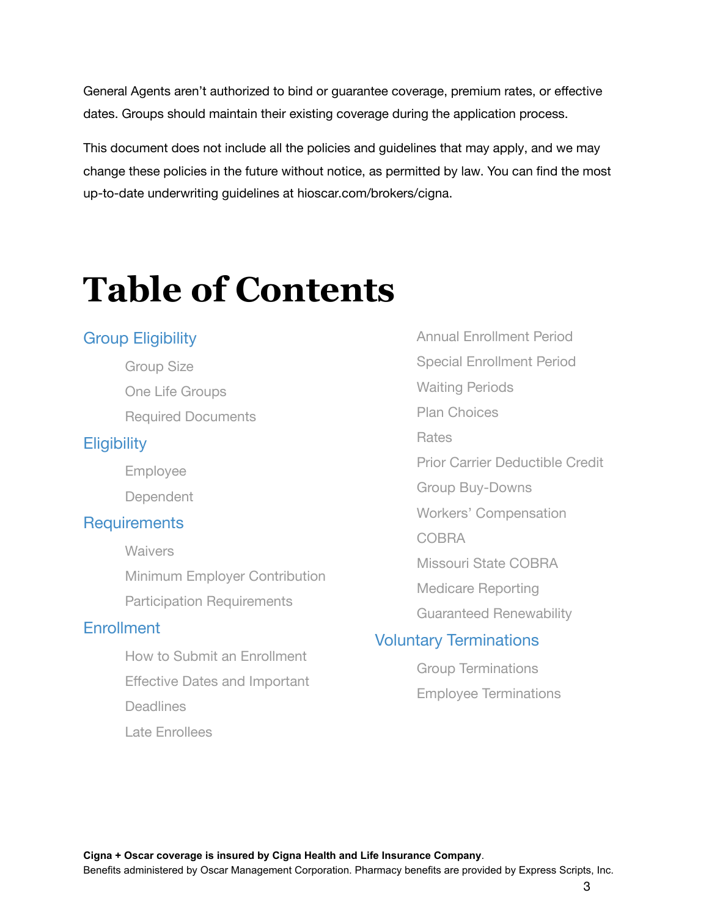General Agents aren't authorized to bind or guarantee coverage, premium rates, or effective dates. Groups should maintain their existing coverage during the application process.

This document does not include all the policies and guidelines that may apply, and we may change these policies in the future without notice, as permitted by law. You can find the most up-to-date underwriting guidelines at hioscar.com/brokers/cigna.

# Table of Contents

- Group Eligibility
  - Group Size
  - One Life Groups
  - Required Documents
- Eligibility
  - Employee
  - Dependent
- Requirements
  - Waivers
  - Minimum Employer Contribution
  - Participation Requirements
- Enrollment
  - How to Submit an Enrollment
  - Effective Dates and Important Deadlines
  - Late Enrollees
  - Annual Enrollment Period
  - Special Enrollment Period
  - Waiting Periods
  - Plan Choices
  - Rates
  - Prior Carrier Deductible Credit
  - Group Buy-Downs
  - Workers' Compensation
  - COBRA
  - Missouri State COBRA
  - Medicare Reporting
  - Guaranteed Renewability
- Voluntary Terminations
  - Group Terminations
  - Employee Terminations

**Cigna + Oscar coverage is insured by Cigna Health and Life Insurance Company**.
Benefits administered by Oscar Management Corporation. Pharmacy benefits are provided by Express Scripts, Inc.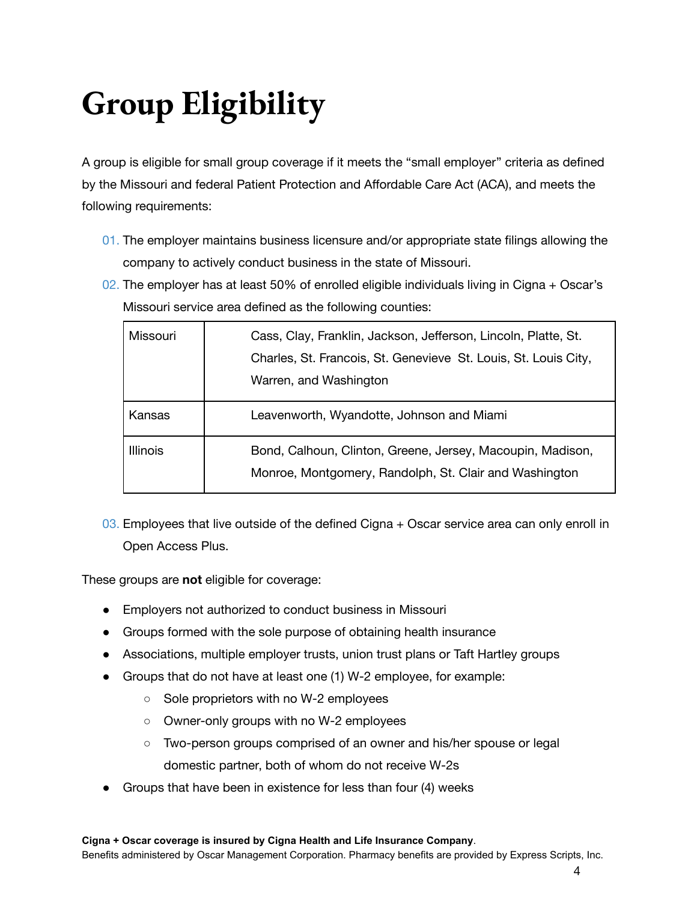# Group Eligibility

A group is eligible for small group coverage if it meets the "small employer" criteria as defined by the Missouri and federal Patient Protection and Affordable Care Act (ACA), and meets the following requirements:

01. The employer maintains business licensure and/or appropriate state filings allowing the company to actively conduct business in the state of Missouri.
02. The employer has at least 50% of enrolled eligible individuals living in Cigna + Oscar's Missouri service area defined as the following counties:

| | |
|---|---|
| Missouri | Cass, Clay, Franklin, Jackson, Jefferson, Lincoln, Platte, St. Charles, St. Francois, St. Genevieve St. Louis, St. Louis City, Warren, and Washington |
| Kansas | Leavenworth, Wyandotte, Johnson and Miami |
| Illinois | Bond, Calhoun, Clinton, Greene, Jersey, Macoupin, Madison, Monroe, Montgomery, Randolph, St. Clair and Washington |

03. Employees that live outside of the defined Cigna + Oscar service area can only enroll in Open Access Plus.

These groups are **not** eligible for coverage:

- Employers not authorized to conduct business in Missouri
- Groups formed with the sole purpose of obtaining health insurance
- Associations, multiple employer trusts, union trust plans or Taft Hartley groups
- Groups that do not have at least one (1) W-2 employee, for example:
  - Sole proprietors with no W-2 employees
  - Owner-only groups with no W-2 employees
  - Two-person groups comprised of an owner and his/her spouse or legal domestic partner, both of whom do not receive W-2s
- Groups that have been in existence for less than four (4) weeks

**Cigna + Oscar coverage is insured by Cigna Health and Life Insurance Company**.
Benefits administered by Oscar Management Corporation. Pharmacy benefits are provided by Express Scripts, Inc.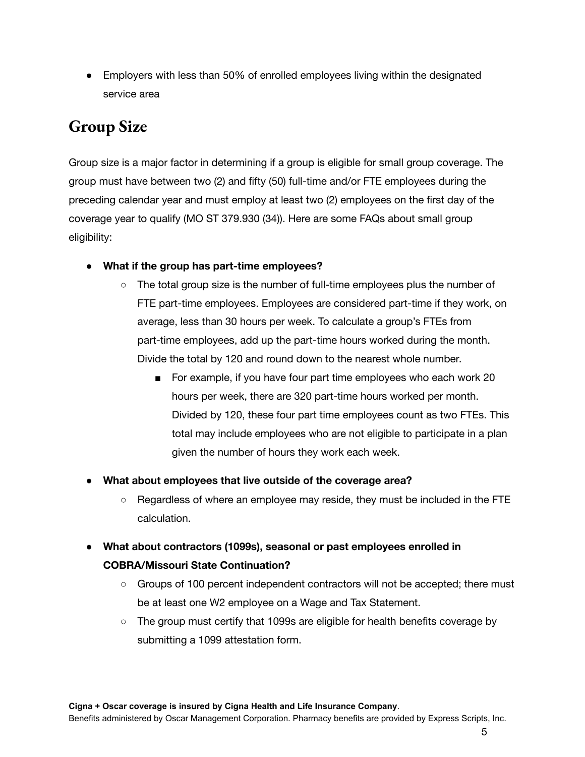- Employers with less than 50% of enrolled employees living within the designated service area

## Group Size

Group size is a major factor in determining if a group is eligible for small group coverage. The group must have between two (2) and fifty (50) full-time and/or FTE employees during the preceding calendar year and must employ at least two (2) employees on the first day of the coverage year to qualify (MO ST 379.930 (34)). Here are some FAQs about small group eligibility:

- **What if the group has part-time employees?**
  - The total group size is the number of full-time employees plus the number of FTE part-time employees. Employees are considered part-time if they work, on average, less than 30 hours per week. To calculate a group's FTEs from part-time employees, add up the part-time hours worked during the month. Divide the total by 120 and round down to the nearest whole number.
    - For example, if you have four part time employees who each work 20 hours per week, there are 320 part-time hours worked per month. Divided by 120, these four part time employees count as two FTEs. This total may include employees who are not eligible to participate in a plan given the number of hours they work each week.
- **What about employees that live outside of the coverage area?**
  - Regardless of where an employee may reside, they must be included in the FTE calculation.
- **What about contractors (1099s), seasonal or past employees enrolled in COBRA/Missouri State Continuation?**
  - Groups of 100 percent independent contractors will not be accepted; there must be at least one W2 employee on a Wage and Tax Statement.
  - The group must certify that 1099s are eligible for health benefits coverage by submitting a 1099 attestation form.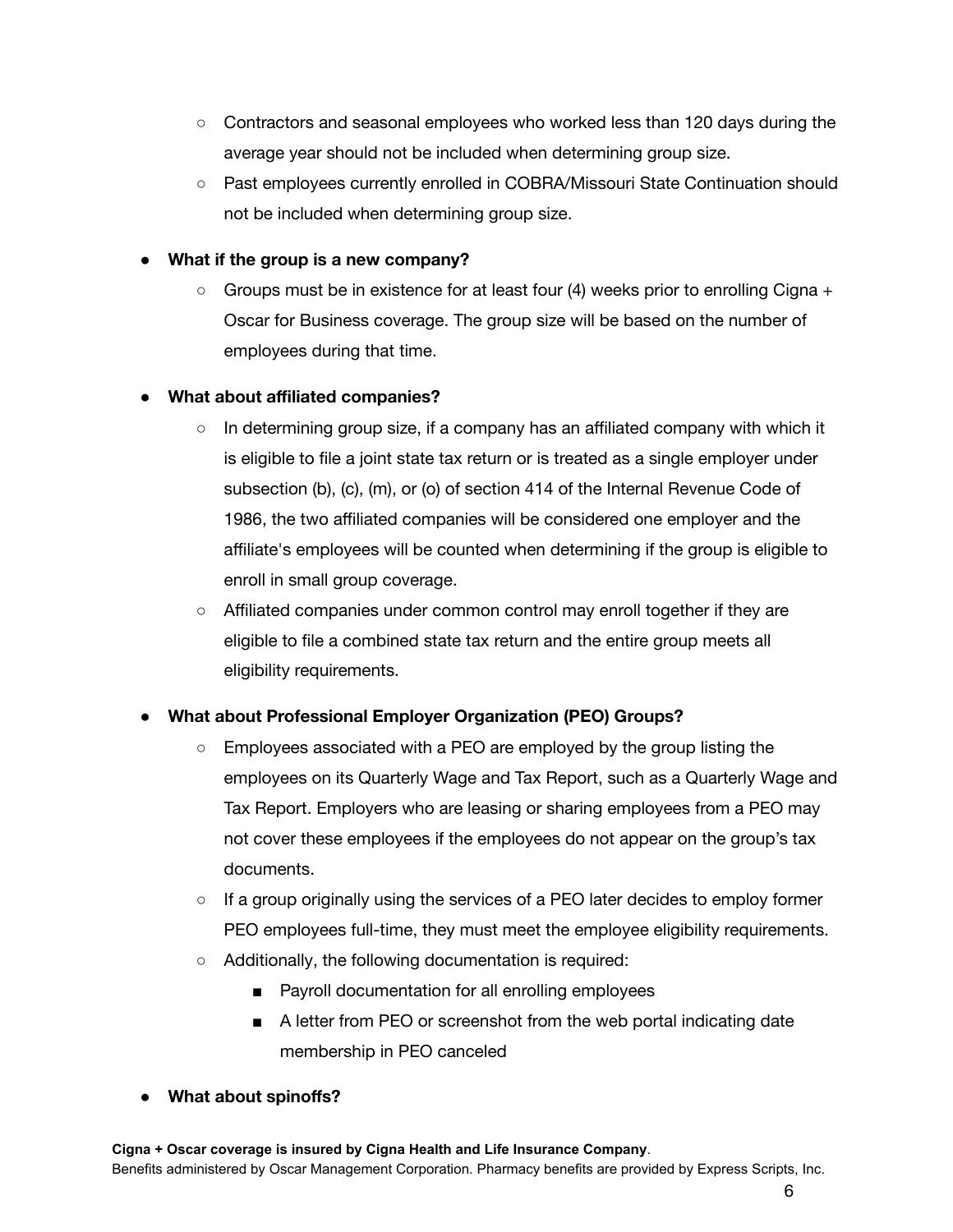- Contractors and seasonal employees who worked less than 120 days during the average year should not be included when determining group size.
- Past employees currently enrolled in COBRA/Missouri State Continuation should not be included when determining group size.

- **What if the group is a new company?**
  - Groups must be in existence for at least four (4) weeks prior to enrolling Cigna + Oscar for Business coverage. The group size will be based on the number of employees during that time.

- **What about affiliated companies?**
  - In determining group size, if a company has an affiliated company with which it is eligible to file a joint state tax return or is treated as a single employer under subsection (b), (c), (m), or (o) of section 414 of the Internal Revenue Code of 1986, the two affiliated companies will be considered one employer and the affiliate's employees will be counted when determining if the group is eligible to enroll in small group coverage.
  - Affiliated companies under common control may enroll together if they are eligible to file a combined state tax return and the entire group meets all eligibility requirements.

- **What about Professional Employer Organization (PEO) Groups?**
  - Employees associated with a PEO are employed by the group listing the employees on its Quarterly Wage and Tax Report, such as a Quarterly Wage and Tax Report. Employers who are leasing or sharing employees from a PEO may not cover these employees if the employees do not appear on the group's tax documents.
  - If a group originally using the services of a PEO later decides to employ former PEO employees full-time, they must meet the employee eligibility requirements.
  - Additionally, the following documentation is required:
    - Payroll documentation for all enrolling employees
    - A letter from PEO or screenshot from the web portal indicating date membership in PEO canceled

- **What about spinoffs?**

**Cigna + Oscar coverage is insured by Cigna Health and Life Insurance Company**.
Benefits administered by Oscar Management Corporation. Pharmacy benefits are provided by Express Scripts, Inc.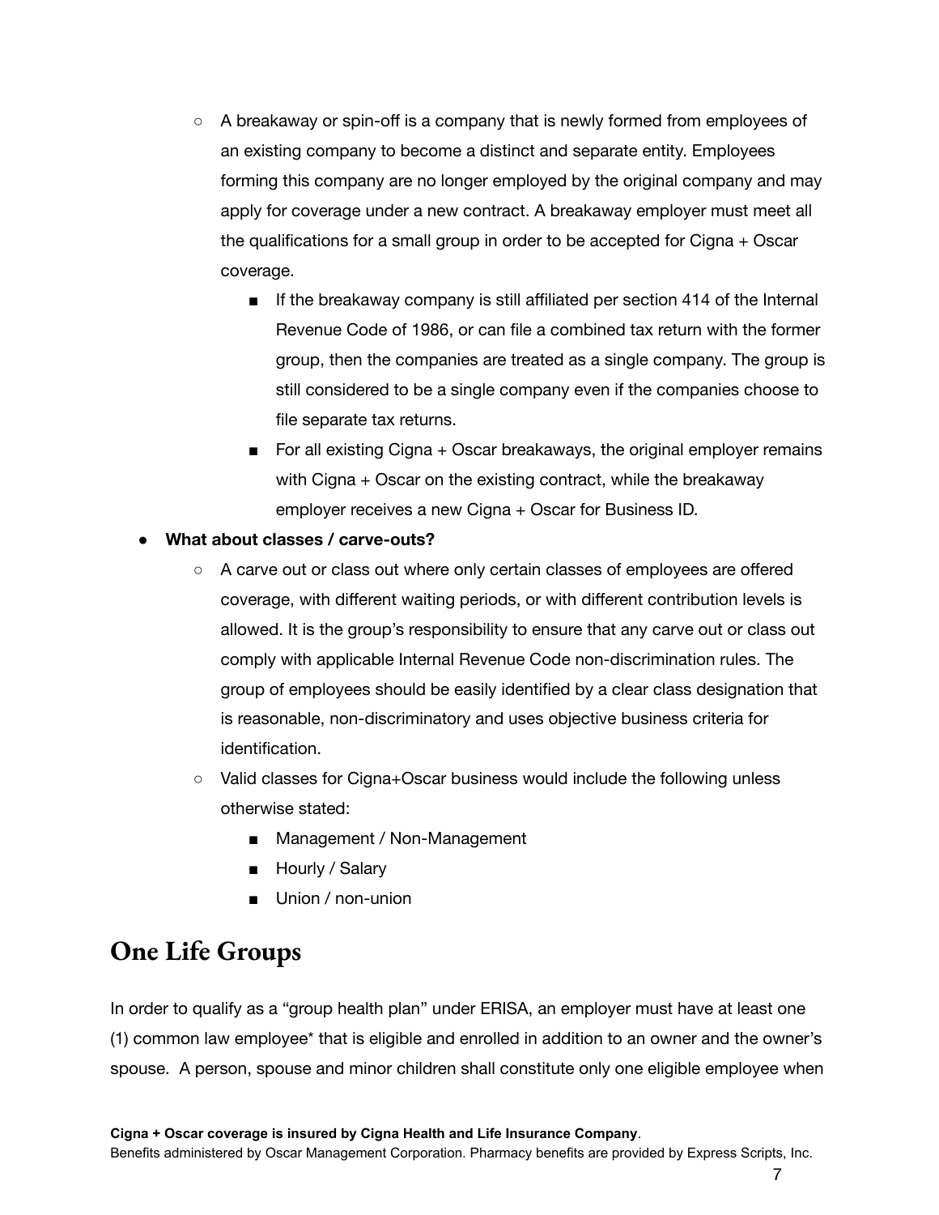- A breakaway or spin-off is a company that is newly formed from employees of an existing company to become a distinct and separate entity. Employees forming this company are no longer employed by the original company and may apply for coverage under a new contract. A breakaway employer must meet all the qualifications for a small group in order to be accepted for Cigna + Oscar coverage.
  - If the breakaway company is still affiliated per section 414 of the Internal Revenue Code of 1986, or can file a combined tax return with the former group, then the companies are treated as a single company. The group is still considered to be a single company even if the companies choose to file separate tax returns.
  - For all existing Cigna + Oscar breakaways, the original employer remains with Cigna + Oscar on the existing contract, while the breakaway employer receives a new Cigna + Oscar for Business ID.

- **What about classes / carve-outs?**
  - A carve out or class out where only certain classes of employees are offered coverage, with different waiting periods, or with different contribution levels is allowed. It is the group's responsibility to ensure that any carve out or class out comply with applicable Internal Revenue Code non-discrimination rules. The group of employees should be easily identified by a clear class designation that is reasonable, non-discriminatory and uses objective business criteria for identification.
  - Valid classes for Cigna+Oscar business would include the following unless otherwise stated:
    - Management / Non-Management
    - Hourly / Salary
    - Union / non-union

## One Life Groups

In order to qualify as a "group health plan" under ERISA, an employer must have at least one (1) common law employee* that is eligible and enrolled in addition to an owner and the owner's spouse. A person, spouse and minor children shall constitute only one eligible employee when

**Cigna + Oscar coverage is insured by Cigna Health and Life Insurance Company**.
Benefits administered by Oscar Management Corporation. Pharmacy benefits are provided by Express Scripts, Inc.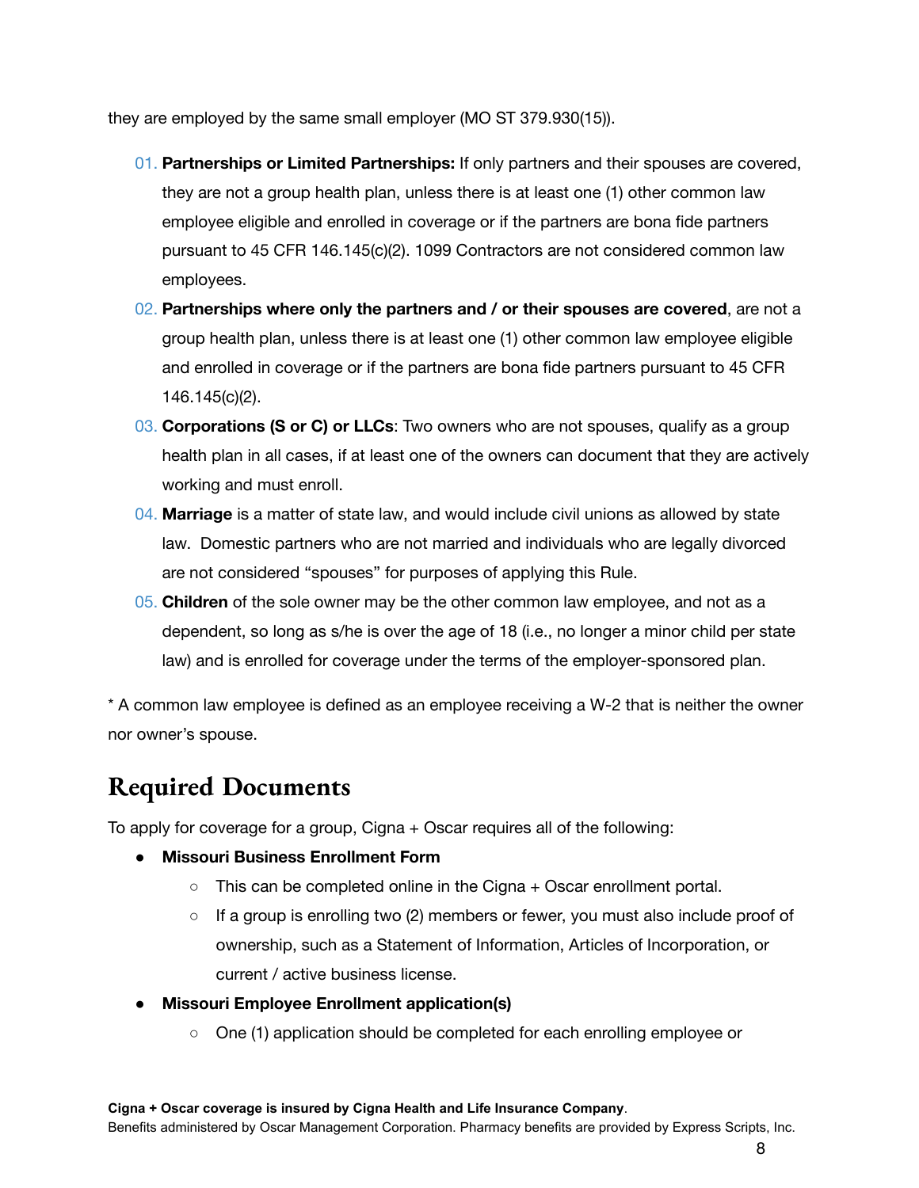they are employed by the same small employer (MO ST 379.930(15)).

01. **Partnerships or Limited Partnerships:** If only partners and their spouses are covered, they are not a group health plan, unless there is at least one (1) other common law employee eligible and enrolled in coverage or if the partners are bona fide partners pursuant to 45 CFR 146.145(c)(2). 1099 Contractors are not considered common law employees.
02. **Partnerships where only the partners and / or their spouses are covered**, are not a group health plan, unless there is at least one (1) other common law employee eligible and enrolled in coverage or if the partners are bona fide partners pursuant to 45 CFR 146.145(c)(2).
03. **Corporations (S or C) or LLCs**: Two owners who are not spouses, qualify as a group health plan in all cases, if at least one of the owners can document that they are actively working and must enroll.
04. **Marriage** is a matter of state law, and would include civil unions as allowed by state law. Domestic partners who are not married and individuals who are legally divorced are not considered "spouses" for purposes of applying this Rule.
05. **Children** of the sole owner may be the other common law employee, and not as a dependent, so long as s/he is over the age of 18 (i.e., no longer a minor child per state law) and is enrolled for coverage under the terms of the employer-sponsored plan.

* A common law employee is defined as an employee receiving a W-2 that is neither the owner nor owner's spouse.

## Required Documents

To apply for coverage for a group, Cigna + Oscar requires all of the following:

- **Missouri Business Enrollment Form**
  - This can be completed online in the Cigna + Oscar enrollment portal.
  - If a group is enrolling two (2) members or fewer, you must also include proof of ownership, such as a Statement of Information, Articles of Incorporation, or current / active business license.
- **Missouri Employee Enrollment application(s)**
  - One (1) application should be completed for each enrolling employee or

**Cigna + Oscar coverage is insured by Cigna Health and Life Insurance Company**.
Benefits administered by Oscar Management Corporation. Pharmacy benefits are provided by Express Scripts, Inc.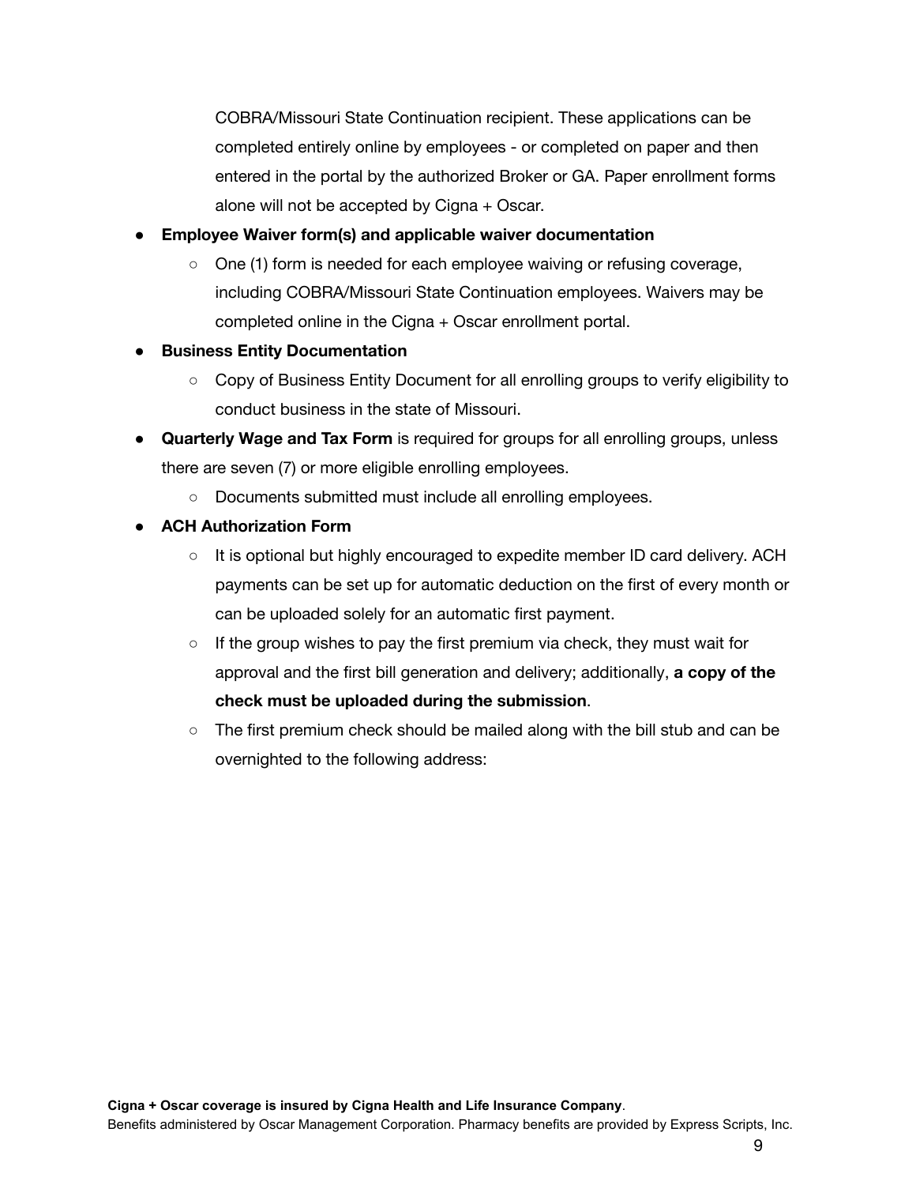COBRA/Missouri State Continuation recipient. These applications can be completed entirely online by employees - or completed on paper and then entered in the portal by the authorized Broker or GA. Paper enrollment forms alone will not be accepted by Cigna + Oscar.

- **Employee Waiver form(s) and applicable waiver documentation**
  - One (1) form is needed for each employee waiving or refusing coverage, including COBRA/Missouri State Continuation employees. Waivers may be completed online in the Cigna + Oscar enrollment portal.
- **Business Entity Documentation**
  - Copy of Business Entity Document for all enrolling groups to verify eligibility to conduct business in the state of Missouri.
- **Quarterly Wage and Tax Form** is required for groups for all enrolling groups, unless there are seven (7) or more eligible enrolling employees.
  - Documents submitted must include all enrolling employees.
- **ACH Authorization Form**
  - It is optional but highly encouraged to expedite member ID card delivery. ACH payments can be set up for automatic deduction on the first of every month or can be uploaded solely for an automatic first payment.
  - If the group wishes to pay the first premium via check, they must wait for approval and the first bill generation and delivery; additionally, **a copy of the check must be uploaded during the submission**.
  - The first premium check should be mailed along with the bill stub and can be overnighted to the following address:

**Cigna + Oscar coverage is insured by Cigna Health and Life Insurance Company**.
Benefits administered by Oscar Management Corporation. Pharmacy benefits are provided by Express Scripts, Inc.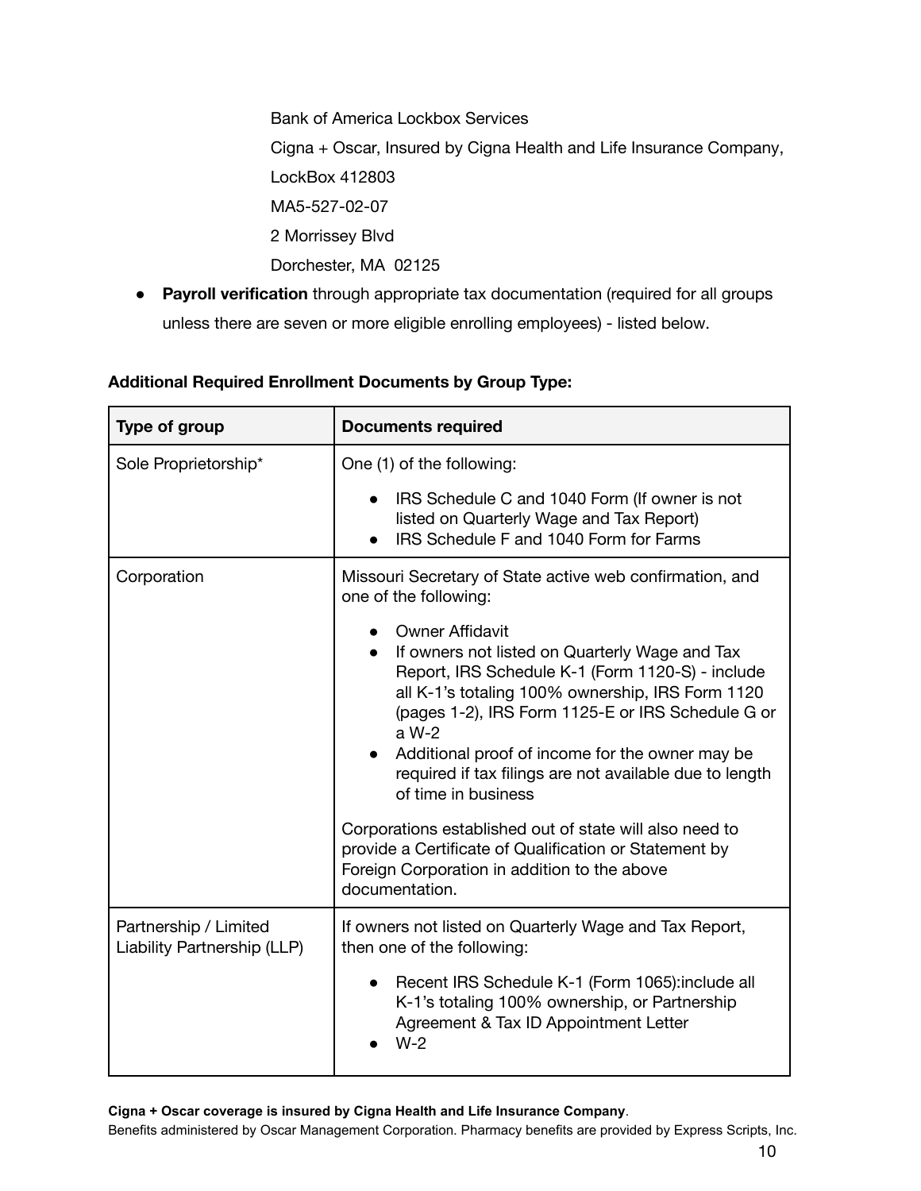Bank of America Lockbox Services
Cigna + Oscar, Insured by Cigna Health and Life Insurance Company,
LockBox 412803
MA5-527-02-07
2 Morrissey Blvd
Dorchester, MA  02125

- **Payroll verification** through appropriate tax documentation (required for all groups unless there are seven or more eligible enrolling employees) - listed below.

**Additional Required Enrollment Documents by Group Type:**

| Type of group | Documents required |
| --- | --- |
| Sole Proprietorship* | One (1) of the following:<br>• IRS Schedule C and 1040 Form (If owner is not listed on Quarterly Wage and Tax Report)<br>• IRS Schedule F and 1040 Form for Farms |
| Corporation | Missouri Secretary of State active web confirmation, and one of the following:<br>• Owner Affidavit<br>• If owners not listed on Quarterly Wage and Tax Report, IRS Schedule K-1 (Form 1120-S) - include all K-1's totaling 100% ownership, IRS Form 1120 (pages 1-2), IRS Form 1125-E or IRS Schedule G or a W-2<br>• Additional proof of income for the owner may be required if tax filings are not available due to length of time in business<br><br>Corporations established out of state will also need to provide a Certificate of Qualification or Statement by Foreign Corporation in addition to the above documentation. |
| Partnership / Limited Liability Partnership (LLP) | If owners not listed on Quarterly Wage and Tax Report, then one of the following:<br>• Recent IRS Schedule K-1 (Form 1065):include all K-1's totaling 100% ownership, or Partnership Agreement & Tax ID Appointment Letter<br>• W-2 |

**Cigna + Oscar coverage is insured by Cigna Health and Life Insurance Company**.
Benefits administered by Oscar Management Corporation. Pharmacy benefits are provided by Express Scripts, Inc.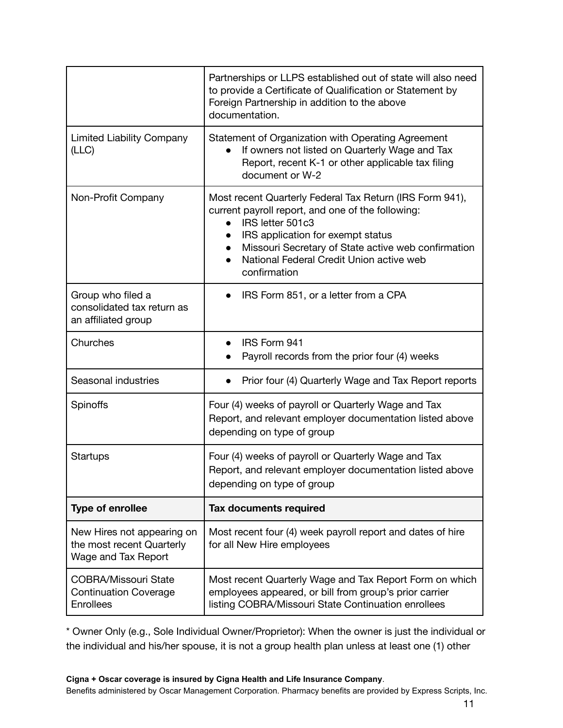| | |
|---|---|
| | Partnerships or LLPS established out of state will also need to provide a Certificate of Qualification or Statement by Foreign Partnership in addition to the above documentation. |
| Limited Liability Company (LLC) | Statement of Organization with Operating Agreement<br>• If owners not listed on Quarterly Wage and Tax Report, recent K-1 or other applicable tax filing document or W-2 |
| Non-Profit Company | Most recent Quarterly Federal Tax Return (IRS Form 941), current payroll report, and one of the following:<br>• IRS letter 501c3<br>• IRS application for exempt status<br>• Missouri Secretary of State active web confirmation<br>• National Federal Credit Union active web confirmation |
| Group who filed a consolidated tax return as an affiliated group | • IRS Form 851, or a letter from a CPA |
| Churches | • IRS Form 941<br>• Payroll records from the prior four (4) weeks |
| Seasonal industries | • Prior four (4) Quarterly Wage and Tax Report reports |
| Spinoffs | Four (4) weeks of payroll or Quarterly Wage and Tax Report, and relevant employer documentation listed above depending on type of group |
| Startups | Four (4) weeks of payroll or Quarterly Wage and Tax Report, and relevant employer documentation listed above depending on type of group |
| **Type of enrollee** | **Tax documents required** |
| New Hires not appearing on the most recent Quarterly Wage and Tax Report | Most recent four (4) week payroll report and dates of hire for all New Hire employees |
| COBRA/Missouri State Continuation Coverage Enrollees | Most recent Quarterly Wage and Tax Report Form on which employees appeared, or bill from group's prior carrier listing COBRA/Missouri State Continuation enrollees |

* Owner Only (e.g., Sole Individual Owner/Proprietor): When the owner is just the individual or the individual and his/her spouse, it is not a group health plan unless at least one (1) other

**Cigna + Oscar coverage is insured by Cigna Health and Life Insurance Company**.
Benefits administered by Oscar Management Corporation. Pharmacy benefits are provided by Express Scripts, Inc.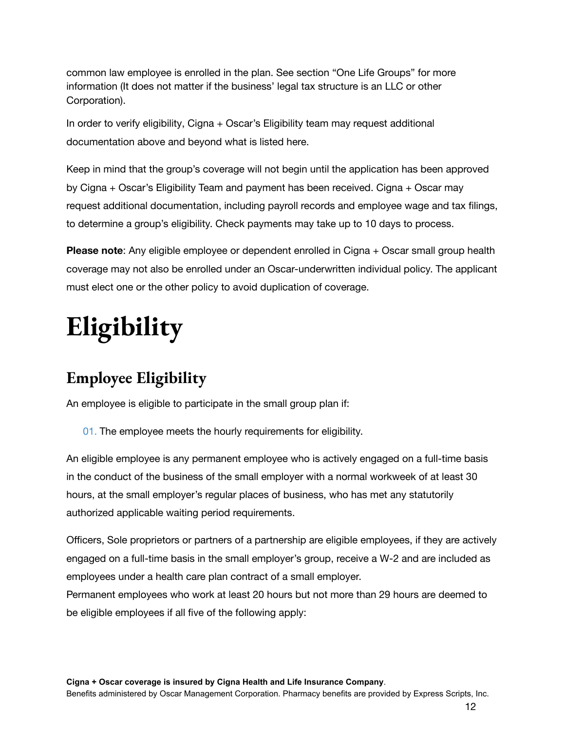common law employee is enrolled in the plan. See section “One Life Groups” for more information (It does not matter if the business’ legal tax structure is an LLC or other Corporation).

In order to verify eligibility, Cigna + Oscar’s Eligibility team may request additional documentation above and beyond what is listed here.

Keep in mind that the group’s coverage will not begin until the application has been approved by Cigna + Oscar’s Eligibility Team and payment has been received. Cigna + Oscar may request additional documentation, including payroll records and employee wage and tax filings, to determine a group’s eligibility. Check payments may take up to 10 days to process.

**Please note**: Any eligible employee or dependent enrolled in Cigna + Oscar small group health coverage may not also be enrolled under an Oscar-underwritten individual policy. The applicant must elect one or the other policy to avoid duplication of coverage.

# Eligibility

## Employee Eligibility

An employee is eligible to participate in the small group plan if:

01. The employee meets the hourly requirements for eligibility.

An eligible employee is any permanent employee who is actively engaged on a full-time basis in the conduct of the business of the small employer with a normal workweek of at least 30 hours, at the small employer’s regular places of business, who has met any statutorily authorized applicable waiting period requirements.

Officers, Sole proprietors or partners of a partnership are eligible employees, if they are actively engaged on a full-time basis in the small employer’s group, receive a W-2 and are included as employees under a health care plan contract of a small employer.

Permanent employees who work at least 20 hours but not more than 29 hours are deemed to be eligible employees if all five of the following apply: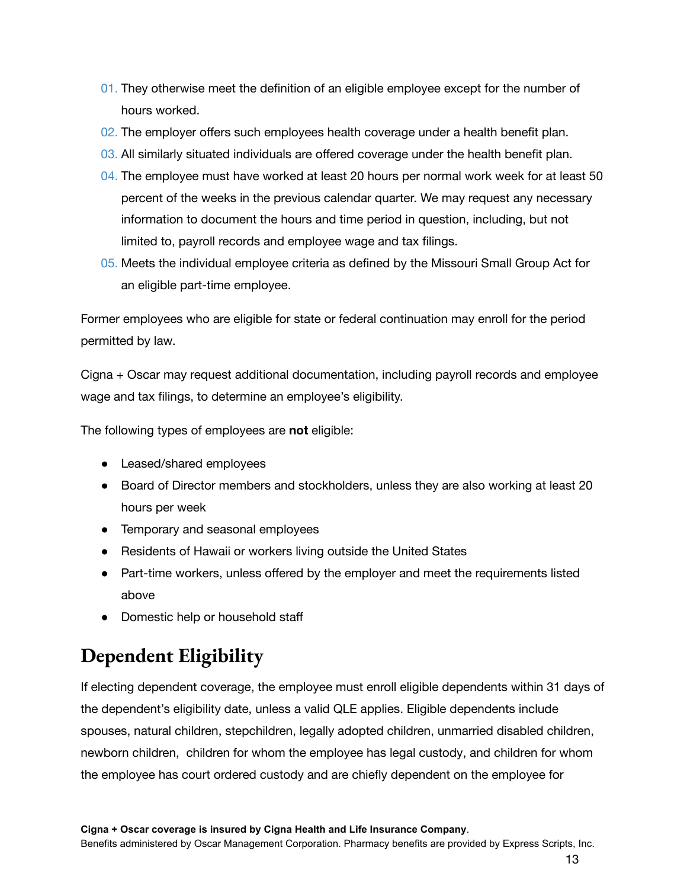01. They otherwise meet the definition of an eligible employee except for the number of hours worked.
02. The employer offers such employees health coverage under a health benefit plan.
03. All similarly situated individuals are offered coverage under the health benefit plan.
04. The employee must have worked at least 20 hours per normal work week for at least 50 percent of the weeks in the previous calendar quarter. We may request any necessary information to document the hours and time period in question, including, but not limited to, payroll records and employee wage and tax filings.
05. Meets the individual employee criteria as defined by the Missouri Small Group Act for an eligible part-time employee.

Former employees who are eligible for state or federal continuation may enroll for the period permitted by law.

Cigna + Oscar may request additional documentation, including payroll records and employee wage and tax filings, to determine an employee's eligibility.

The following types of employees are **not** eligible:

- Leased/shared employees
- Board of Director members and stockholders, unless they are also working at least 20 hours per week
- Temporary and seasonal employees
- Residents of Hawaii or workers living outside the United States
- Part-time workers, unless offered by the employer and meet the requirements listed above
- Domestic help or household staff

## Dependent Eligibility

If electing dependent coverage, the employee must enroll eligible dependents within 31 days of the dependent's eligibility date, unless a valid QLE applies. Eligible dependents include spouses, natural children, stepchildren, legally adopted children, unmarried disabled children, newborn children, children for whom the employee has legal custody, and children for whom the employee has court ordered custody and are chiefly dependent on the employee for

**Cigna + Oscar coverage is insured by Cigna Health and Life Insurance Company**.
Benefits administered by Oscar Management Corporation. Pharmacy benefits are provided by Express Scripts, Inc.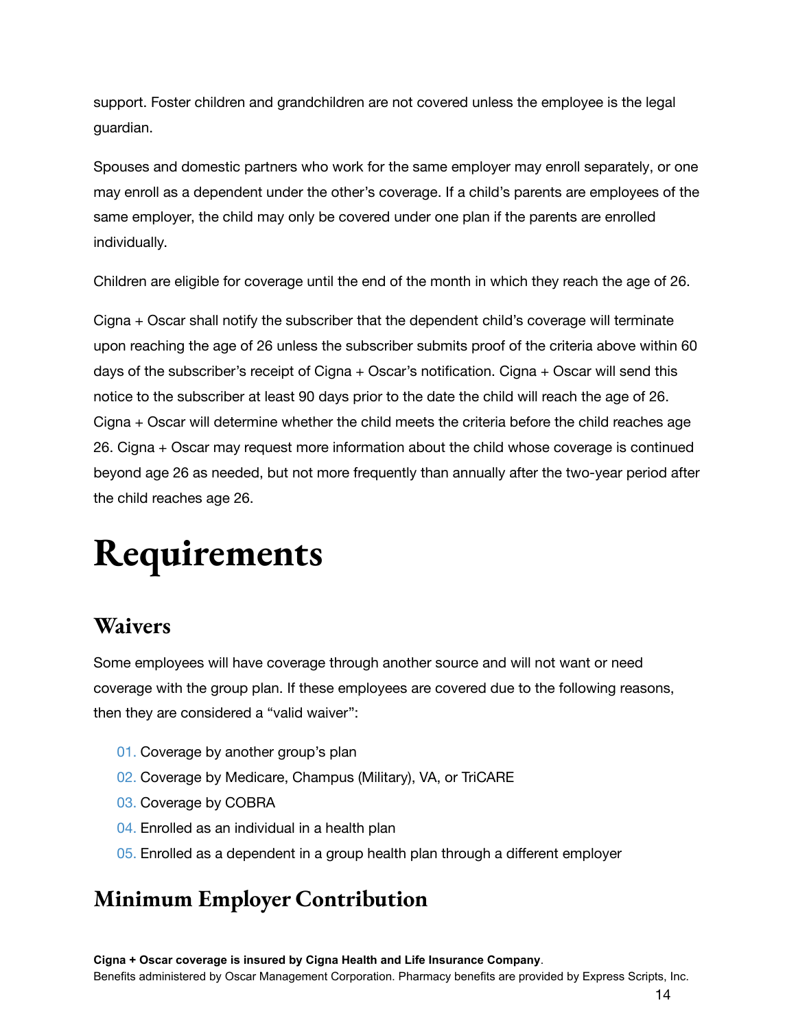support. Foster children and grandchildren are not covered unless the employee is the legal guardian.

Spouses and domestic partners who work for the same employer may enroll separately, or one may enroll as a dependent under the other's coverage. If a child's parents are employees of the same employer, the child may only be covered under one plan if the parents are enrolled individually.

Children are eligible for coverage until the end of the month in which they reach the age of 26.

Cigna + Oscar shall notify the subscriber that the dependent child's coverage will terminate upon reaching the age of 26 unless the subscriber submits proof of the criteria above within 60 days of the subscriber's receipt of Cigna + Oscar's notification. Cigna + Oscar will send this notice to the subscriber at least 90 days prior to the date the child will reach the age of 26. Cigna + Oscar will determine whether the child meets the criteria before the child reaches age 26. Cigna + Oscar may request more information about the child whose coverage is continued beyond age 26 as needed, but not more frequently than annually after the two-year period after the child reaches age 26.

# Requirements

## Waivers

Some employees will have coverage through another source and will not want or need coverage with the group plan. If these employees are covered due to the following reasons, then they are considered a "valid waiver":

01. Coverage by another group's plan
02. Coverage by Medicare, Champus (Military), VA, or TriCARE
03. Coverage by COBRA
04. Enrolled as an individual in a health plan
05. Enrolled as a dependent in a group health plan through a different employer

## Minimum Employer Contribution

**Cigna + Oscar coverage is insured by Cigna Health and Life Insurance Company**.
Benefits administered by Oscar Management Corporation. Pharmacy benefits are provided by Express Scripts, Inc.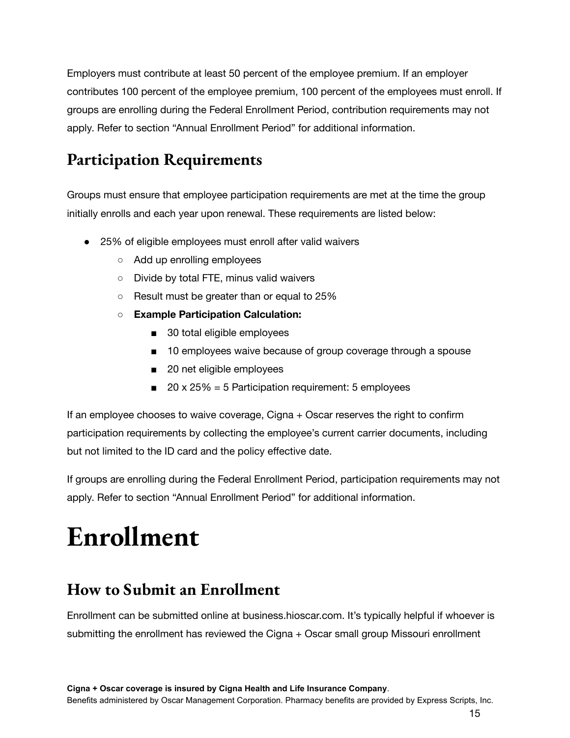Employers must contribute at least 50 percent of the employee premium. If an employer contributes 100 percent of the employee premium, 100 percent of the employees must enroll. If groups are enrolling during the Federal Enrollment Period, contribution requirements may not apply. Refer to section "Annual Enrollment Period" for additional information.

## Participation Requirements

Groups must ensure that employee participation requirements are met at the time the group initially enrolls and each year upon renewal. These requirements are listed below:

- 25% of eligible employees must enroll after valid waivers
  - Add up enrolling employees
  - Divide by total FTE, minus valid waivers
  - Result must be greater than or equal to 25%
  - **Example Participation Calculation:**
    - 30 total eligible employees
    - 10 employees waive because of group coverage through a spouse
    - 20 net eligible employees
    - 20 x 25% = 5 Participation requirement: 5 employees

If an employee chooses to waive coverage, Cigna + Oscar reserves the right to confirm participation requirements by collecting the employee's current carrier documents, including but not limited to the ID card and the policy effective date.

If groups are enrolling during the Federal Enrollment Period, participation requirements may not apply. Refer to section "Annual Enrollment Period" for additional information.

# Enrollment

## How to Submit an Enrollment

Enrollment can be submitted online at business.hioscar.com. It's typically helpful if whoever is submitting the enrollment has reviewed the Cigna + Oscar small group Missouri enrollment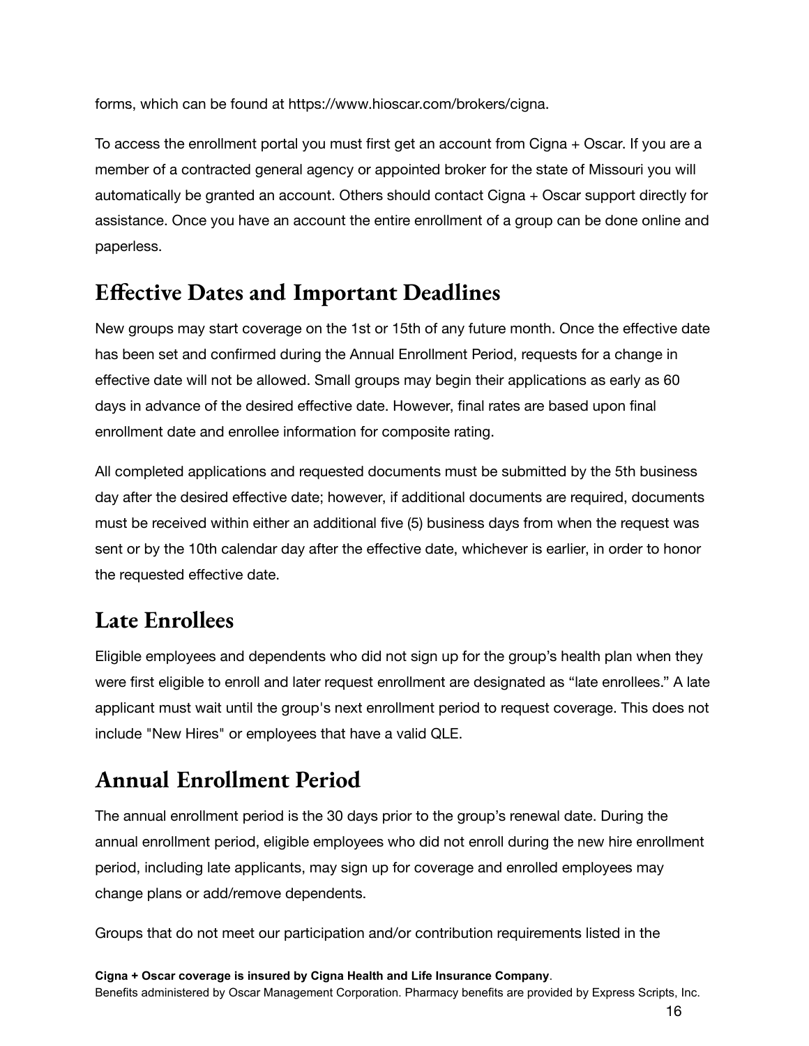forms, which can be found at https://www.hioscar.com/brokers/cigna.

To access the enrollment portal you must first get an account from Cigna + Oscar. If you are a member of a contracted general agency or appointed broker for the state of Missouri you will automatically be granted an account. Others should contact Cigna + Oscar support directly for assistance. Once you have an account the entire enrollment of a group can be done online and paperless.

## Effective Dates and Important Deadlines

New groups may start coverage on the 1st or 15th of any future month. Once the effective date has been set and confirmed during the Annual Enrollment Period, requests for a change in effective date will not be allowed. Small groups may begin their applications as early as 60 days in advance of the desired effective date. However, final rates are based upon final enrollment date and enrollee information for composite rating.

All completed applications and requested documents must be submitted by the 5th business day after the desired effective date; however, if additional documents are required, documents must be received within either an additional five (5) business days from when the request was sent or by the 10th calendar day after the effective date, whichever is earlier, in order to honor the requested effective date.

## Late Enrollees

Eligible employees and dependents who did not sign up for the group's health plan when they were first eligible to enroll and later request enrollment are designated as "late enrollees." A late applicant must wait until the group's next enrollment period to request coverage. This does not include "New Hires" or employees that have a valid QLE.

## Annual Enrollment Period

The annual enrollment period is the 30 days prior to the group's renewal date. During the annual enrollment period, eligible employees who did not enroll during the new hire enrollment period, including late applicants, may sign up for coverage and enrolled employees may change plans or add/remove dependents.

Groups that do not meet our participation and/or contribution requirements listed in the

**Cigna + Oscar coverage is insured by Cigna Health and Life Insurance Company**.
Benefits administered by Oscar Management Corporation. Pharmacy benefits are provided by Express Scripts, Inc.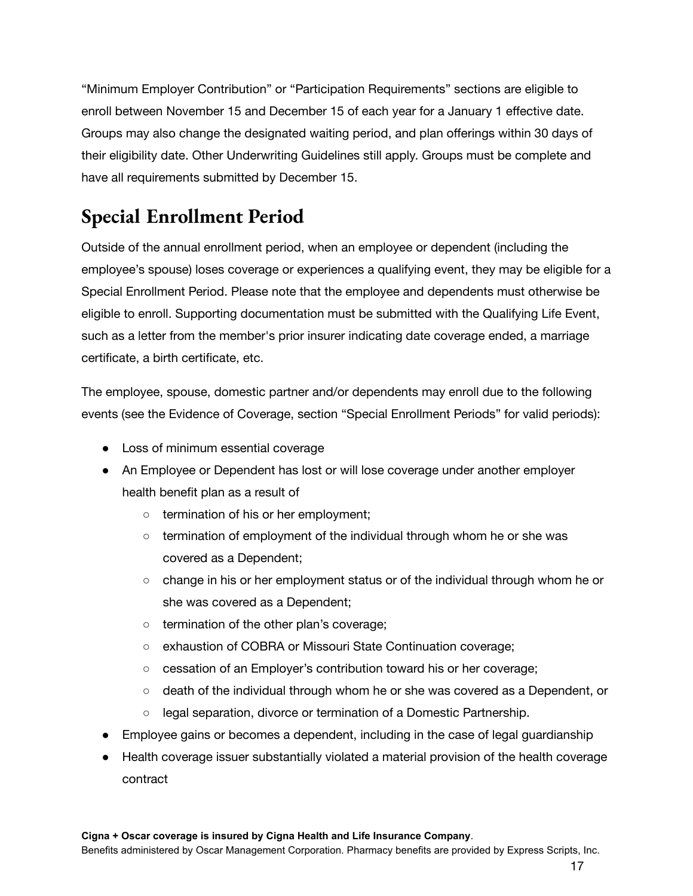"Minimum Employer Contribution" or "Participation Requirements" sections are eligible to enroll between November 15 and December 15 of each year for a January 1 effective date. Groups may also change the designated waiting period, and plan offerings within 30 days of their eligibility date. Other Underwriting Guidelines still apply. Groups must be complete and have all requirements submitted by December 15.

## Special Enrollment Period

Outside of the annual enrollment period, when an employee or dependent (including the employee's spouse) loses coverage or experiences a qualifying event, they may be eligible for a Special Enrollment Period. Please note that the employee and dependents must otherwise be eligible to enroll. Supporting documentation must be submitted with the Qualifying Life Event, such as a letter from the member's prior insurer indicating date coverage ended, a marriage certificate, a birth certificate, etc.

The employee, spouse, domestic partner and/or dependents may enroll due to the following events (see the Evidence of Coverage, section "Special Enrollment Periods" for valid periods):

- Loss of minimum essential coverage
- An Employee or Dependent has lost or will lose coverage under another employer health benefit plan as a result of
    - termination of his or her employment;
    - termination of employment of the individual through whom he or she was covered as a Dependent;
    - change in his or her employment status or of the individual through whom he or she was covered as a Dependent;
    - termination of the other plan's coverage;
    - exhaustion of COBRA or Missouri State Continuation coverage;
    - cessation of an Employer's contribution toward his or her coverage;
    - death of the individual through whom he or she was covered as a Dependent, or
    - legal separation, divorce or termination of a Domestic Partnership.
- Employee gains or becomes a dependent, including in the case of legal guardianship
- Health coverage issuer substantially violated a material provision of the health coverage contract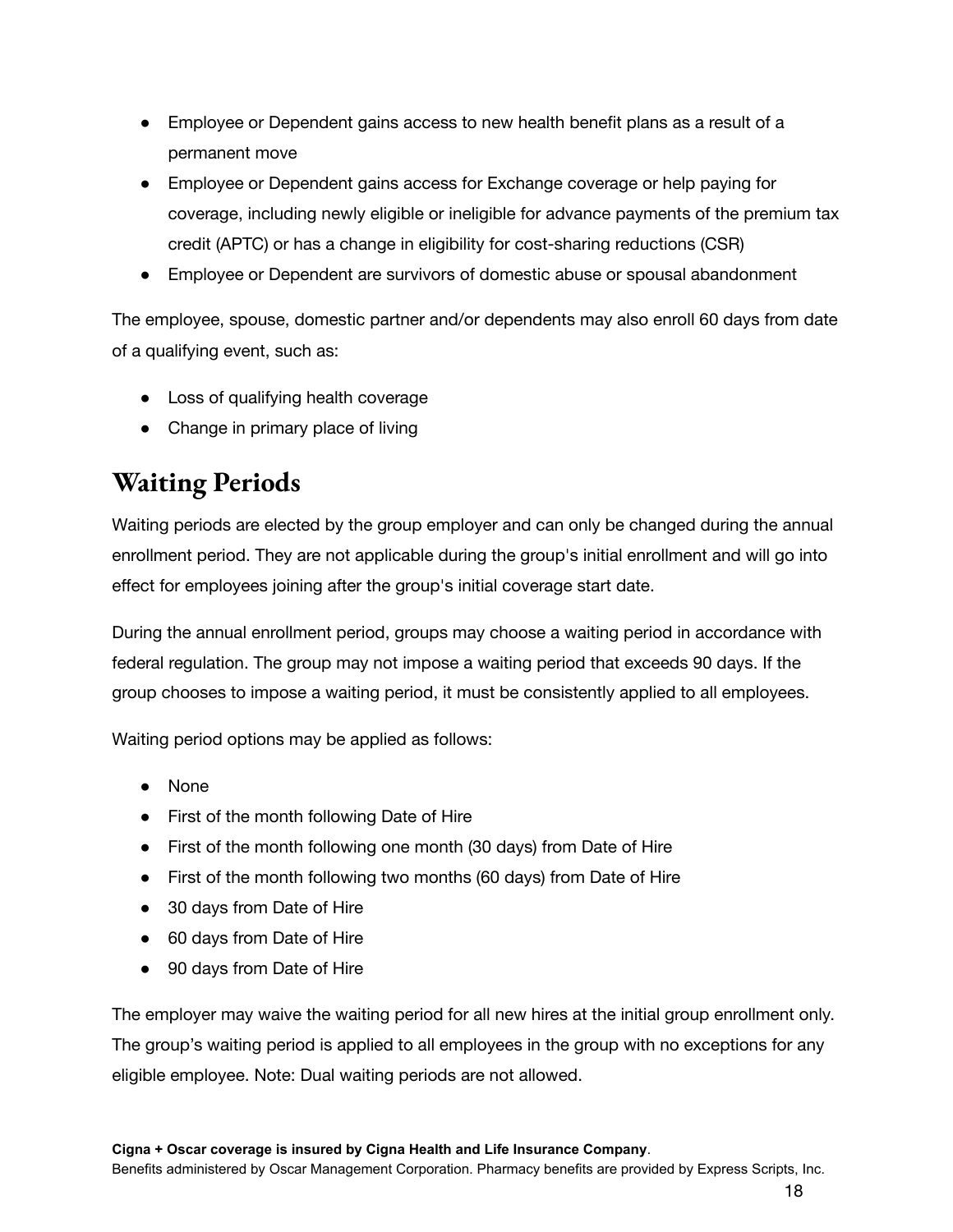- Employee or Dependent gains access to new health benefit plans as a result of a permanent move
- Employee or Dependent gains access for Exchange coverage or help paying for coverage, including newly eligible or ineligible for advance payments of the premium tax credit (APTC) or has a change in eligibility for cost-sharing reductions (CSR)
- Employee or Dependent are survivors of domestic abuse or spousal abandonment

The employee, spouse, domestic partner and/or dependents may also enroll 60 days from date of a qualifying event, such as:

- Loss of qualifying health coverage
- Change in primary place of living

## Waiting Periods

Waiting periods are elected by the group employer and can only be changed during the annual enrollment period. They are not applicable during the group's initial enrollment and will go into effect for employees joining after the group's initial coverage start date.

During the annual enrollment period, groups may choose a waiting period in accordance with federal regulation. The group may not impose a waiting period that exceeds 90 days. If the group chooses to impose a waiting period, it must be consistently applied to all employees.

Waiting period options may be applied as follows:

- None
- First of the month following Date of Hire
- First of the month following one month (30 days) from Date of Hire
- First of the month following two months (60 days) from Date of Hire
- 30 days from Date of Hire
- 60 days from Date of Hire
- 90 days from Date of Hire

The employer may waive the waiting period for all new hires at the initial group enrollment only. The group's waiting period is applied to all employees in the group with no exceptions for any eligible employee. Note: Dual waiting periods are not allowed.

**Cigna + Oscar coverage is insured by Cigna Health and Life Insurance Company**.
Benefits administered by Oscar Management Corporation. Pharmacy benefits are provided by Express Scripts, Inc.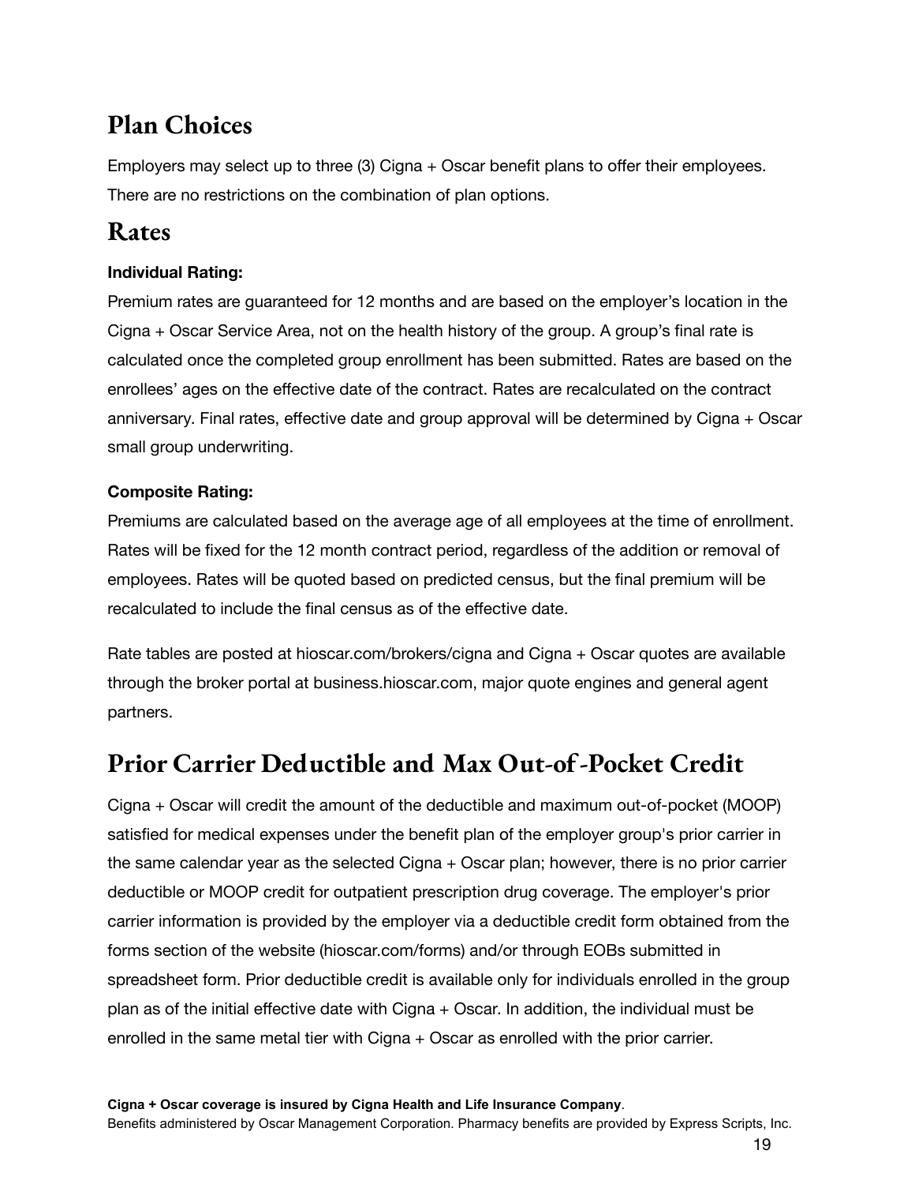## Plan Choices

Employers may select up to three (3) Cigna + Oscar benefit plans to offer their employees. There are no restrictions on the combination of plan options.

## Rates

**Individual Rating:**

Premium rates are guaranteed for 12 months and are based on the employer's location in the Cigna + Oscar Service Area, not on the health history of the group. A group's final rate is calculated once the completed group enrollment has been submitted. Rates are based on the enrollees' ages on the effective date of the contract. Rates are recalculated on the contract anniversary. Final rates, effective date and group approval will be determined by Cigna + Oscar small group underwriting.

**Composite Rating:**

Premiums are calculated based on the average age of all employees at the time of enrollment. Rates will be fixed for the 12 month contract period, regardless of the addition or removal of employees. Rates will be quoted based on predicted census, but the final premium will be recalculated to include the final census as of the effective date.

Rate tables are posted at hioscar.com/brokers/cigna and Cigna + Oscar quotes are available through the broker portal at business.hioscar.com, major quote engines and general agent partners.

## Prior Carrier Deductible and Max Out-of-Pocket Credit

Cigna + Oscar will credit the amount of the deductible and maximum out-of-pocket (MOOP) satisfied for medical expenses under the benefit plan of the employer group's prior carrier in the same calendar year as the selected Cigna + Oscar plan; however, there is no prior carrier deductible or MOOP credit for outpatient prescription drug coverage. The employer's prior carrier information is provided by the employer via a deductible credit form obtained from the forms section of the website (hioscar.com/forms) and/or through EOBs submitted in spreadsheet form. Prior deductible credit is available only for individuals enrolled in the group plan as of the initial effective date with Cigna + Oscar. In addition, the individual must be enrolled in the same metal tier with Cigna + Oscar as enrolled with the prior carrier.

**Cigna + Oscar coverage is insured by Cigna Health and Life Insurance Company**.
Benefits administered by Oscar Management Corporation. Pharmacy benefits are provided by Express Scripts, Inc.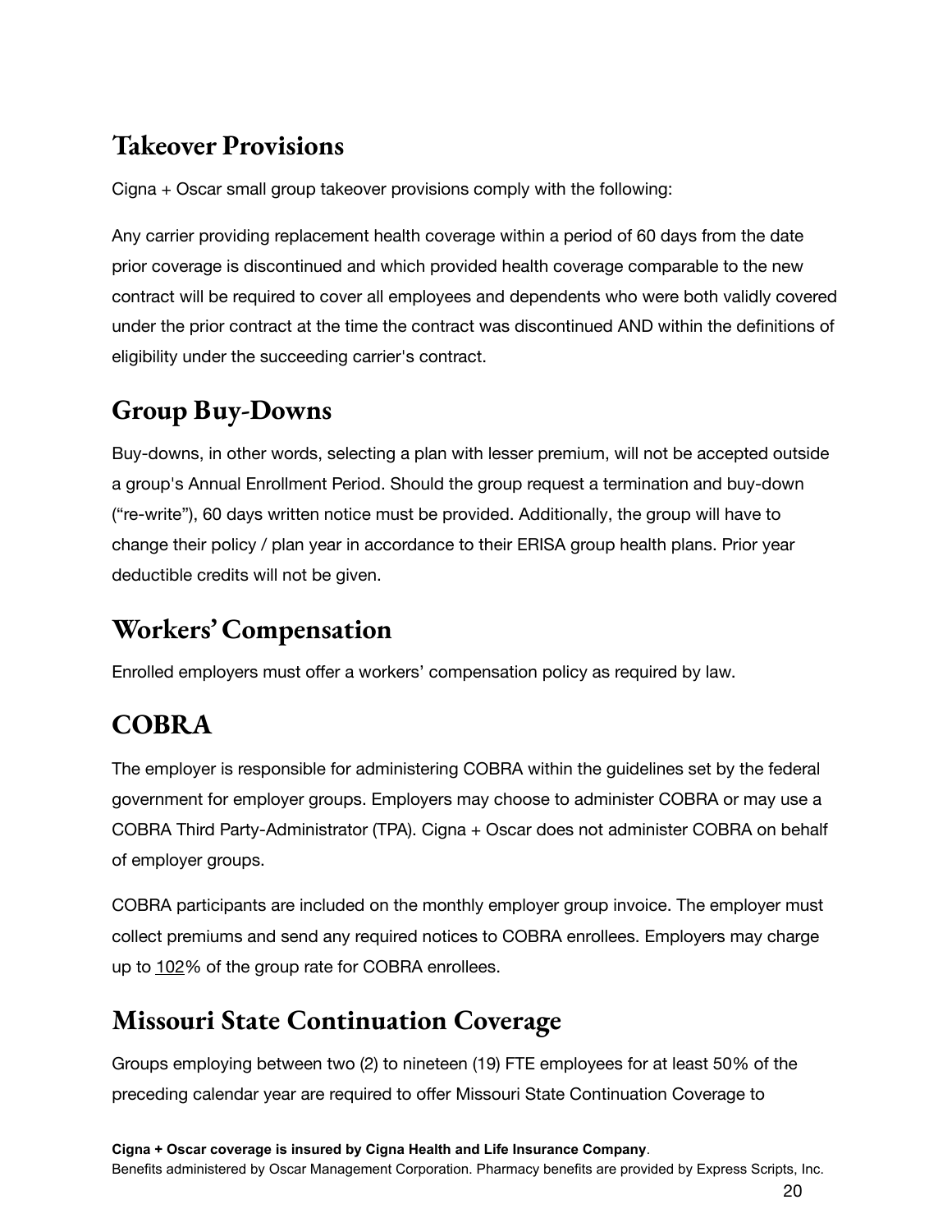## Takeover Provisions

Cigna + Oscar small group takeover provisions comply with the following:

Any carrier providing replacement health coverage within a period of 60 days from the date prior coverage is discontinued and which provided health coverage comparable to the new contract will be required to cover all employees and dependents who were both validly covered under the prior contract at the time the contract was discontinued AND within the definitions of eligibility under the succeeding carrier's contract.

## Group Buy-Downs

Buy-downs, in other words, selecting a plan with lesser premium, will not be accepted outside a group's Annual Enrollment Period. Should the group request a termination and buy-down ("re-write"), 60 days written notice must be provided. Additionally, the group will have to change their policy / plan year in accordance to their ERISA group health plans. Prior year deductible credits will not be given.

## Workers' Compensation

Enrolled employers must offer a workers' compensation policy as required by law.

## COBRA

The employer is responsible for administering COBRA within the guidelines set by the federal government for employer groups. Employers may choose to administer COBRA or may use a COBRA Third Party-Administrator (TPA). Cigna + Oscar does not administer COBRA on behalf of employer groups.

COBRA participants are included on the monthly employer group invoice. The employer must collect premiums and send any required notices to COBRA enrollees. Employers may charge up to 102% of the group rate for COBRA enrollees.

## Missouri State Continuation Coverage

Groups employing between two (2) to nineteen (19) FTE employees for at least 50% of the preceding calendar year are required to offer Missouri State Continuation Coverage to

**Cigna + Oscar coverage is insured by Cigna Health and Life Insurance Company**.
Benefits administered by Oscar Management Corporation. Pharmacy benefits are provided by Express Scripts, Inc.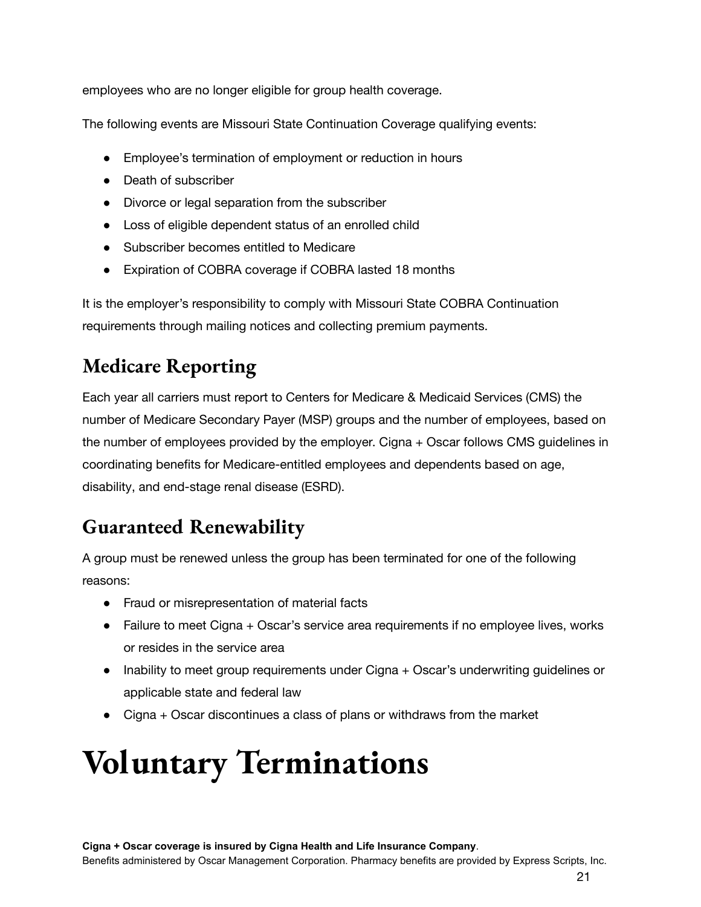employees who are no longer eligible for group health coverage.

The following events are Missouri State Continuation Coverage qualifying events:

- Employee's termination of employment or reduction in hours
- Death of subscriber
- Divorce or legal separation from the subscriber
- Loss of eligible dependent status of an enrolled child
- Subscriber becomes entitled to Medicare
- Expiration of COBRA coverage if COBRA lasted 18 months

It is the employer's responsibility to comply with Missouri State COBRA Continuation requirements through mailing notices and collecting premium payments.

## Medicare Reporting

Each year all carriers must report to Centers for Medicare & Medicaid Services (CMS) the number of Medicare Secondary Payer (MSP) groups and the number of employees, based on the number of employees provided by the employer. Cigna + Oscar follows CMS guidelines in coordinating benefits for Medicare-entitled employees and dependents based on age, disability, and end-stage renal disease (ESRD).

## Guaranteed Renewability

A group must be renewed unless the group has been terminated for one of the following reasons:

- Fraud or misrepresentation of material facts
- Failure to meet Cigna + Oscar's service area requirements if no employee lives, works or resides in the service area
- Inability to meet group requirements under Cigna + Oscar's underwriting guidelines or applicable state and federal law
- Cigna + Oscar discontinues a class of plans or withdraws from the market

# Voluntary Terminations

**Cigna + Oscar coverage is insured by Cigna Health and Life Insurance Company**.
Benefits administered by Oscar Management Corporation. Pharmacy benefits are provided by Express Scripts, Inc.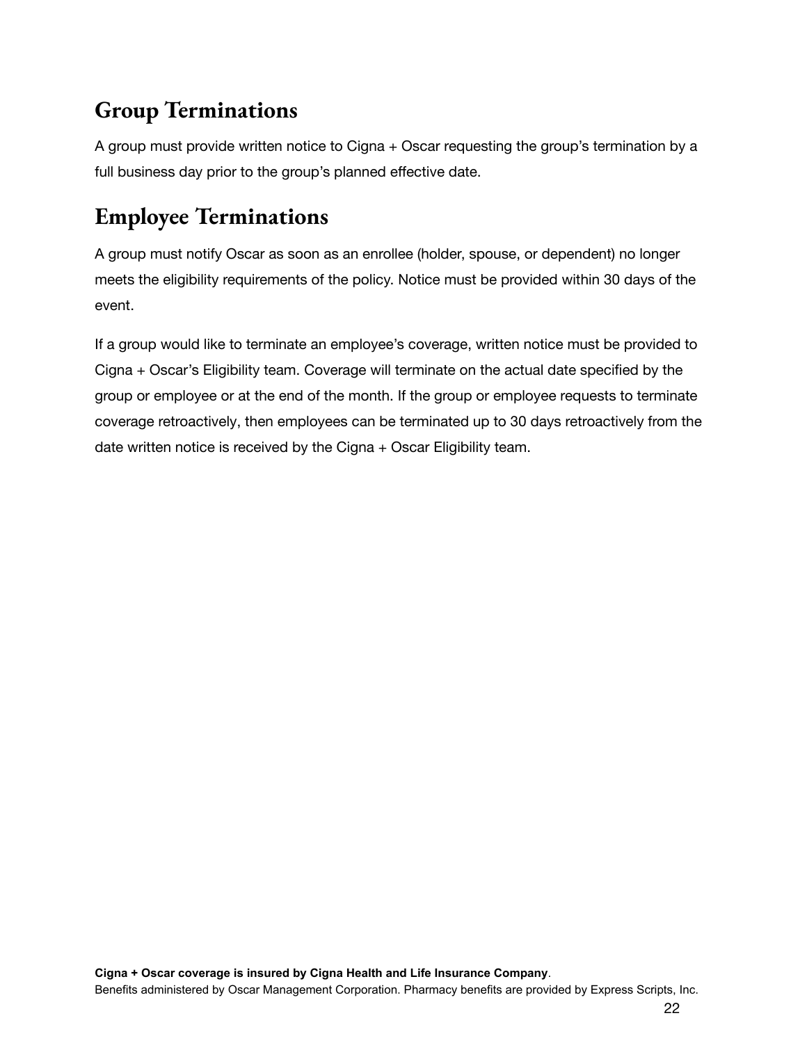## Group Terminations

A group must provide written notice to Cigna + Oscar requesting the group's termination by a full business day prior to the group's planned effective date.

## Employee Terminations

A group must notify Oscar as soon as an enrollee (holder, spouse, or dependent) no longer meets the eligibility requirements of the policy. Notice must be provided within 30 days of the event.

If a group would like to terminate an employee's coverage, written notice must be provided to Cigna + Oscar's Eligibility team. Coverage will terminate on the actual date specified by the group or employee or at the end of the month. If the group or employee requests to terminate coverage retroactively, then employees can be terminated up to 30 days retroactively from the date written notice is received by the Cigna + Oscar Eligibility team.